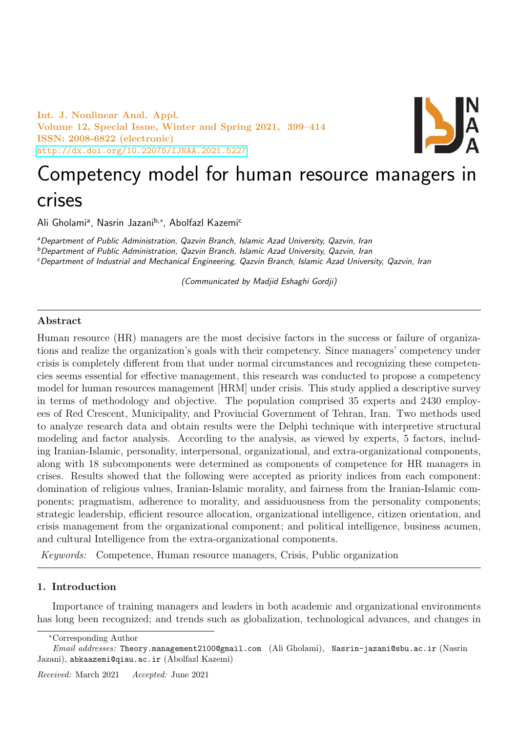# Competency model for human resource managers in crises

Ali Gholami[a], Nasrin Jazani[b,*], Abolfazl Kazemi[c]

[a]*Department of Public Administration, Qazvin Branch, Islamic Azad University, Qazvin, Iran*
[b]*Department of Public Administration, Qazvin Branch, Islamic Azad University, Qazvin, Iran*
[c]*Department of Industrial and Mechanical Engineering, Qazvin Branch, Islamic Azad University, Qazvin, Iran*

*(Communicated by Madjid Eshaghi Gordji)*

---

## Abstract

Human resource (HR) managers are the most decisive factors in the success or failure of organizations and realize the organization's goals with their competency. Since managers' competency under crisis is completely different from that under normal circumstances and recognizing these competencies seems essential for effective management, this research was conducted to propose a competency model for human resources management [HRM] under crisis. This study applied a descriptive survey in terms of methodology and objective. The population comprised 35 experts and 2430 employees of Red Crescent, Municipality, and Provincial Government of Tehran, Iran. Two methods used to analyze research data and obtain results were the Delphi technique with interpretive structural modeling and factor analysis. According to the analysis, as viewed by experts, 5 factors, including Iranian-Islamic, personality, interpersonal, organizational, and extra-organizational components, along with 18 subcomponents were determined as components of competence for HR managers in crises. Results showed that the following were accepted as priority indices from each component: domination of religious values, Iranian-Islamic morality, and fairness from the Iranian-Islamic components; pragmatism, adherence to morality, and assiduousness from the personality components; strategic leadership, efficient resource allocation, organizational intelligence, citizen orientation, and crisis management from the organizational component; and political intelligence, business acumen, and cultural Intelligence from the extra-organizational components.

*Keywords:* Competence, Human resource managers, Crisis, Public organization

---

## 1. Introduction

Importance of training managers and leaders in both academic and organizational environments has long been recognized; and trends such as globalization, technological advances, and changes in

---

*Corresponding Author

*Email addresses:* Theory.management2100@gmail.com (Ali Gholami), Nasrin-jazani@sbu.ac.ir (Nasrin Jazani), abkaazemi@qiau.ac.ir (Abolfazl Kazemi)

*Received:* March 2021 *Accepted:* June 2021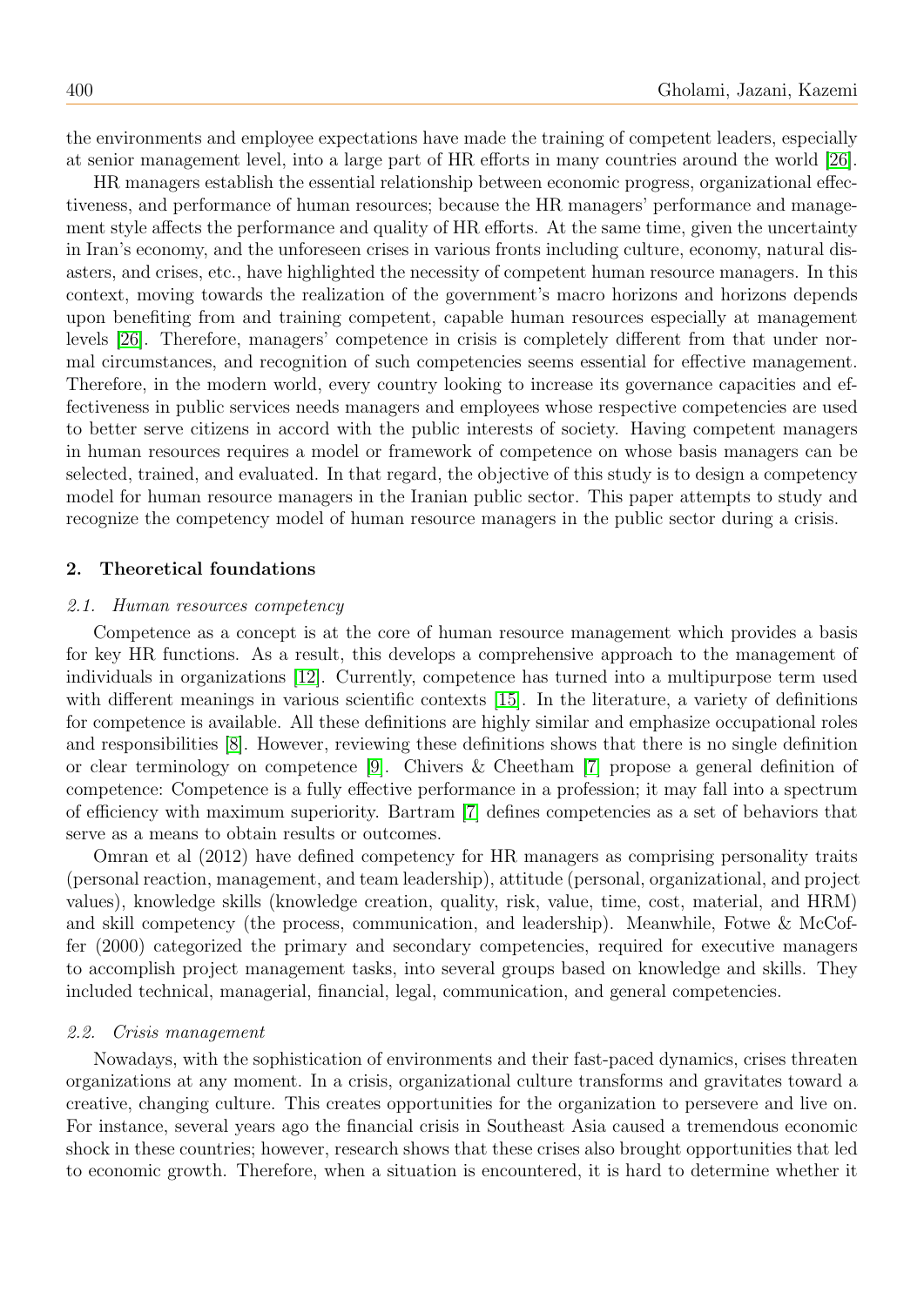the environments and employee expectations have made the training of competent leaders, especially at senior management level, into a large part of HR efforts in many countries around the world [26].

HR managers establish the essential relationship between economic progress, organizational effectiveness, and performance of human resources; because the HR managers' performance and management style affects the performance and quality of HR efforts. At the same time, given the uncertainty in Iran's economy, and the unforeseen crises in various fronts including culture, economy, natural disasters, and crises, etc., have highlighted the necessity of competent human resource managers. In this context, moving towards the realization of the government's macro horizons and horizons depends upon benefiting from and training competent, capable human resources especially at management levels [26]. Therefore, managers' competence in crisis is completely different from that under normal circumstances, and recognition of such competencies seems essential for effective management. Therefore, in the modern world, every country looking to increase its governance capacities and effectiveness in public services needs managers and employees whose respective competencies are used to better serve citizens in accord with the public interests of society. Having competent managers in human resources requires a model or framework of competence on whose basis managers can be selected, trained, and evaluated. In that regard, the objective of this study is to design a competency model for human resource managers in the Iranian public sector. This paper attempts to study and recognize the competency model of human resource managers in the public sector during a crisis.

## 2. Theoretical foundations

### 2.1. Human resources competency

Competence as a concept is at the core of human resource management which provides a basis for key HR functions. As a result, this develops a comprehensive approach to the management of individuals in organizations [12]. Currently, competence has turned into a multipurpose term used with different meanings in various scientific contexts [15]. In the literature, a variety of definitions for competence is available. All these definitions are highly similar and emphasize occupational roles and responsibilities [8]. However, reviewing these definitions shows that there is no single definition or clear terminology on competence [9]. Chivers & Cheetham [7] propose a general definition of competence: Competence is a fully effective performance in a profession; it may fall into a spectrum of efficiency with maximum superiority. Bartram [7] defines competencies as a set of behaviors that serve as a means to obtain results or outcomes.

Omran et al (2012) have defined competency for HR managers as comprising personality traits (personal reaction, management, and team leadership), attitude (personal, organizational, and project values), knowledge skills (knowledge creation, quality, risk, value, time, cost, material, and HRM) and skill competency (the process, communication, and leadership). Meanwhile, Fotwe & McCoffer (2000) categorized the primary and secondary competencies, required for executive managers to accomplish project management tasks, into several groups based on knowledge and skills. They included technical, managerial, financial, legal, communication, and general competencies.

### 2.2. Crisis management

Nowadays, with the sophistication of environments and their fast-paced dynamics, crises threaten organizations at any moment. In a crisis, organizational culture transforms and gravitates toward a creative, changing culture. This creates opportunities for the organization to persevere and live on. For instance, several years ago the financial crisis in Southeast Asia caused a tremendous economic shock in these countries; however, research shows that these crises also brought opportunities that led to economic growth. Therefore, when a situation is encountered, it is hard to determine whether it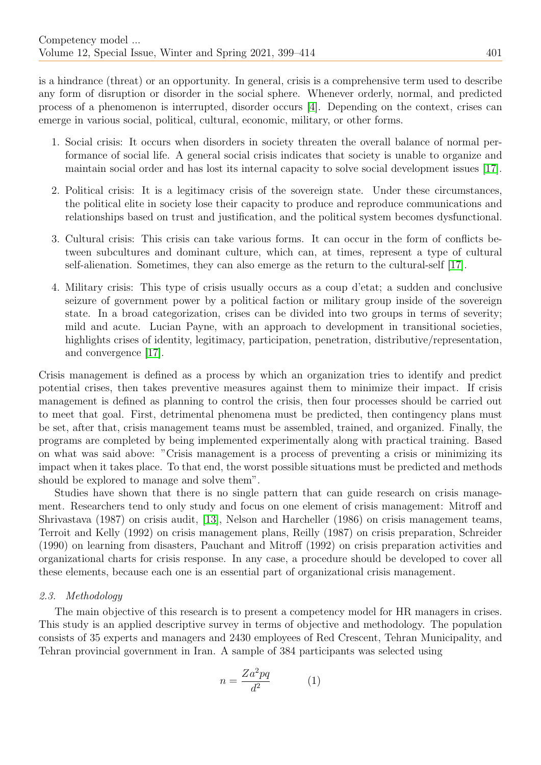is a hindrance (threat) or an opportunity. In general, crisis is a comprehensive term used to describe any form of disruption or disorder in the social sphere. Whenever orderly, normal, and predicted process of a phenomenon is interrupted, disorder occurs [4]. Depending on the context, crises can emerge in various social, political, cultural, economic, military, or other forms.

1. Social crisis: It occurs when disorders in society threaten the overall balance of normal performance of social life. A general social crisis indicates that society is unable to organize and maintain social order and has lost its internal capacity to solve social development issues [17].

2. Political crisis: It is a legitimacy crisis of the sovereign state. Under these circumstances, the political elite in society lose their capacity to produce and reproduce communications and relationships based on trust and justification, and the political system becomes dysfunctional.

3. Cultural crisis: This crisis can take various forms. It can occur in the form of conflicts between subcultures and dominant culture, which can, at times, represent a type of cultural self-alienation. Sometimes, they can also emerge as the return to the cultural-self [17].

4. Military crisis: This type of crisis usually occurs as a coup d'etat; a sudden and conclusive seizure of government power by a political faction or military group inside of the sovereign state. In a broad categorization, crises can be divided into two groups in terms of severity; mild and acute. Lucian Payne, with an approach to development in transitional societies, highlights crises of identity, legitimacy, participation, penetration, distributive/representation, and convergence [17].

Crisis management is defined as a process by which an organization tries to identify and predict potential crises, then takes preventive measures against them to minimize their impact. If crisis management is defined as planning to control the crisis, then four processes should be carried out to meet that goal. First, detrimental phenomena must be predicted, then contingency plans must be set, after that, crisis management teams must be assembled, trained, and organized. Finally, the programs are completed by being implemented experimentally along with practical training. Based on what was said above: "Crisis management is a process of preventing a crisis or minimizing its impact when it takes place. To that end, the worst possible situations must be predicted and methods should be explored to manage and solve them".

Studies have shown that there is no single pattern that can guide research on crisis management. Researchers tend to only study and focus on one element of crisis management: Mitroff and Shrivastava (1987) on crisis audit, [13], Nelson and Harcheller (1986) on crisis management teams, Terroit and Kelly (1992) on crisis management plans, Reilly (1987) on crisis preparation, Schreider (1990) on learning from disasters, Pauchant and Mitroff (1992) on crisis preparation activities and organizational charts for crisis response. In any case, a procedure should be developed to cover all these elements, because each one is an essential part of organizational crisis management.

### *2.3. Methodology*

The main objective of this research is to present a competency model for HR managers in crises. This study is an applied descriptive survey in terms of objective and methodology. The population consists of 35 experts and managers and 2430 employees of Red Crescent, Tehran Municipality, and Tehran provincial government in Iran. A sample of 384 participants was selected using

$$n = \frac{Za^2pq}{d^2} \qquad (1)$$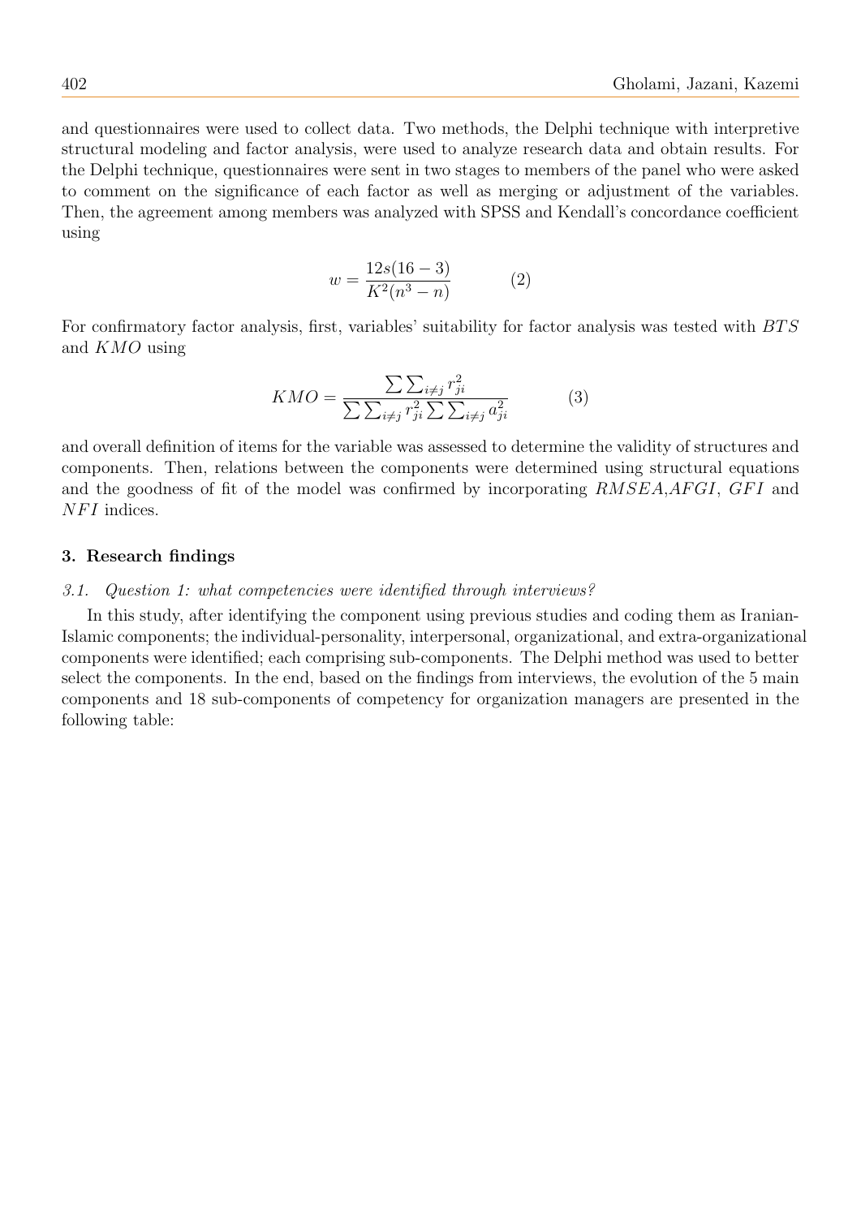and questionnaires were used to collect data. Two methods, the Delphi technique with interpretive structural modeling and factor analysis, were used to analyze research data and obtain results. For the Delphi technique, questionnaires were sent in two stages to members of the panel who were asked to comment on the significance of each factor as well as merging or adjustment of the variables. Then, the agreement among members was analyzed with SPSS and Kendall's concordance coefficient using

$$w = \frac{12s(16-3)}{K^2(n^3-n)} \qquad (2)$$

For confirmatory factor analysis, first, variables' suitability for factor analysis was tested with $BTS$ and $KMO$ using

$$KMO = \frac{\sum\sum_{i\neq j} r_{ji}^2}{\sum\sum_{i\neq j} r_{ji}^2 \sum\sum_{i\neq j} a_{ji}^2} \qquad (3)$$

and overall definition of items for the variable was assessed to determine the validity of structures and components. Then, relations between the components were determined using structural equations and the goodness of fit of the model was confirmed by incorporating $RMSEA$,$AFGI$, $GFI$ and $NFI$ indices.

## 3. Research findings

### *3.1. Question 1: what competencies were identified through interviews?*

In this study, after identifying the component using previous studies and coding them as Iranian-Islamic components; the individual-personality, interpersonal, organizational, and extra-organizational components were identified; each comprising sub-components. The Delphi method was used to better select the components. In the end, based on the findings from interviews, the evolution of the 5 main components and 18 sub-components of competency for organization managers are presented in the following table: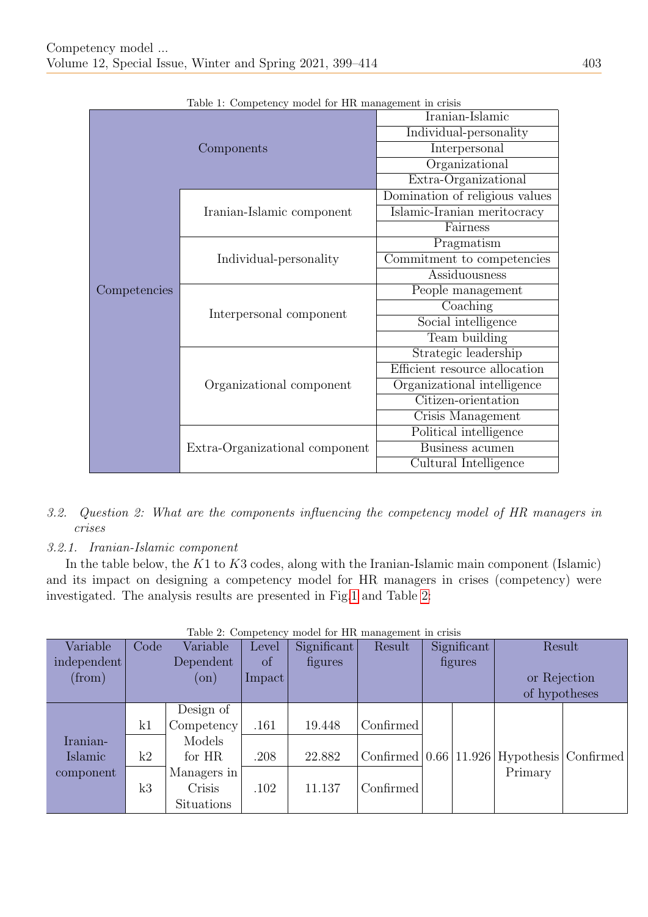Table 1: Competency model for HR management in crisis

| | | |
|---|---|---|
| Components | | Iranian-Islamic |
| | | Individual-personality |
| | | Interpersonal |
| | | Organizational |
| | | Extra-Organizational |
| Competencies | Iranian-Islamic component | Domination of religious values |
| | | Islamic-Iranian meritocracy |
| | | Fairness |
| | Individual-personality | Pragmatism |
| | | Commitment to competencies |
| | | Assiduousness |
| | Interpersonal component | People management |
| | | Coaching |
| | | Social intelligence |
| | | Team building |
| | Organizational component | Strategic leadership |
| | | Efficient resource allocation |
| | | Organizational intelligence |
| | | Citizen-orientation |
| | | Crisis Management |
| | Extra-Organizational component | Political intelligence |
| | | Business acumen |
| | | Cultural Intelligence |

### 3.2. *Question 2: What are the components influencing the competency model of HR managers in crises*

#### 3.2.1. *Iranian-Islamic component*

In the table below, the $K1$ to $K3$ codes, along with the Iranian-Islamic main component (Islamic) and its impact on designing a competency model for HR managers in crises (competency) were investigated. The analysis results are presented in Fig.1 and Table 2:

Table 2: Competency model for HR management in crisis

| Variable independent (from) | Code | Variable Dependent (on) | Level of Impact | Significant figures | Result | Significant figures | | Result or Rejection of hypotheses | |
|---|---|---|---|---|---|---|---|---|---|
| Iranian-Islamic component | k1 | Design of Competency Models for HR Managers in Crisis Situations | .161 | 19.448 | Confirmed | 0.66 | 11.926 | Hypothesis Primary | Confirmed |
| | k2 | | .208 | 22.882 | Confirmed | | | | |
| | k3 | | .102 | 11.137 | Confirmed | | | | |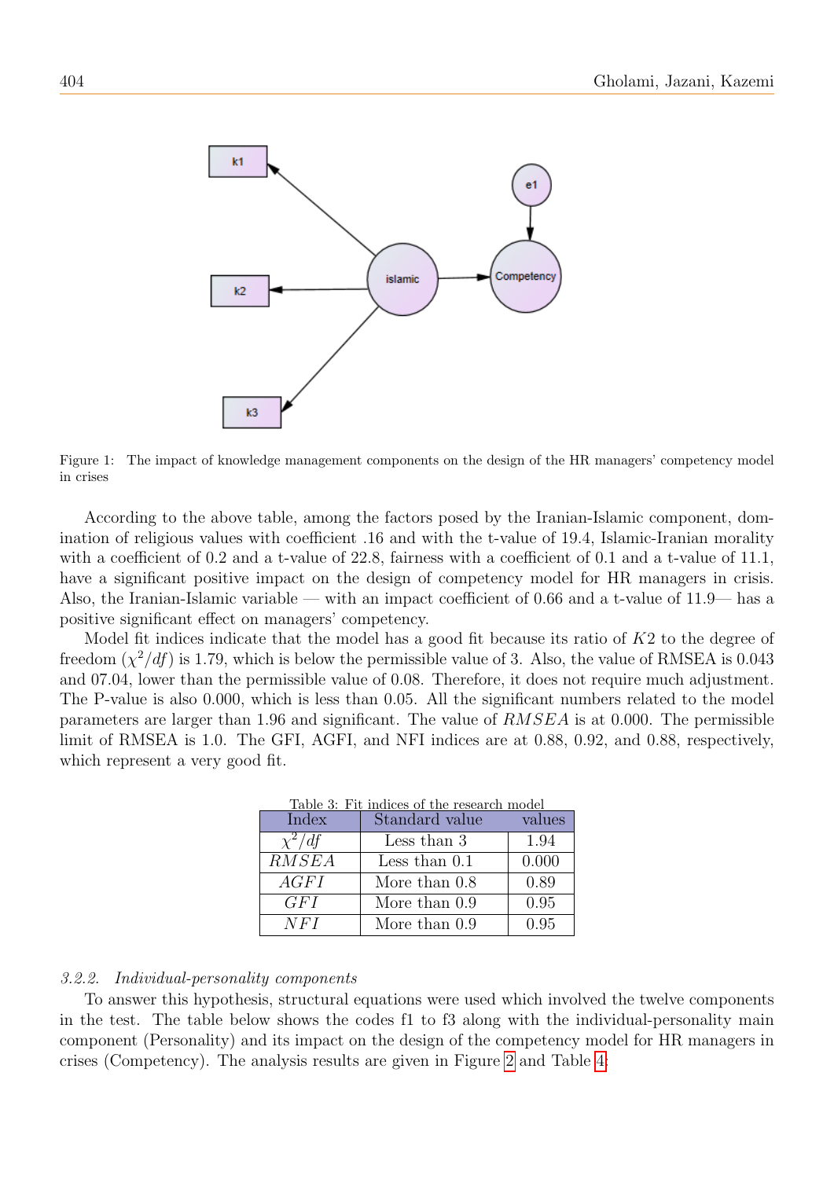Figure 1: The impact of knowledge management components on the design of the HR managers' competency model in crises

According to the above table, among the factors posed by the Iranian-Islamic component, domination of religious values with coefficient .16 and with the t-value of 19.4, Islamic-Iranian morality with a coefficient of 0.2 and a t-value of 22.8, fairness with a coefficient of 0.1 and a t-value of 11.1, have a significant positive impact on the design of competency model for HR managers in crisis. Also, the Iranian-Islamic variable — with an impact coefficient of 0.66 and a t-value of 11.9— has a positive significant effect on managers' competency.

Model fit indices indicate that the model has a good fit because its ratio of $K2$ to the degree of freedom ($\chi^2/df$) is 1.79, which is below the permissible value of 3. Also, the value of RMSEA is 0.043 and 07.04, lower than the permissible value of 0.08. Therefore, it does not require much adjustment. The P-value is also 0.000, which is less than 0.05. All the significant numbers related to the model parameters are larger than 1.96 and significant. The value of $RMSEA$ is at 0.000. The permissible limit of RMSEA is 1.0. The GFI, AGFI, and NFI indices are at 0.88, 0.92, and 0.88, respectively, which represent a very good fit.

Table 3: Fit indices of the research model

| Index | Standard value | values |
|---|---|---|
| $\chi^2/df$ | Less than 3 | 1.94 |
| $RMSEA$ | Less than 0.1 | 0.000 |
| $AGFI$ | More than 0.8 | 0.89 |
| $GFI$ | More than 0.9 | 0.95 |
| $NFI$ | More than 0.9 | 0.95 |

*3.2.2. Individual-personality components*

To answer this hypothesis, structural equations were used which involved the twelve components in the test. The table below shows the codes f1 to f3 along with the individual-personality main component (Personality) and its impact on the design of the competency model for HR managers in crises (Competency). The analysis results are given in Figure 2 and Table 4: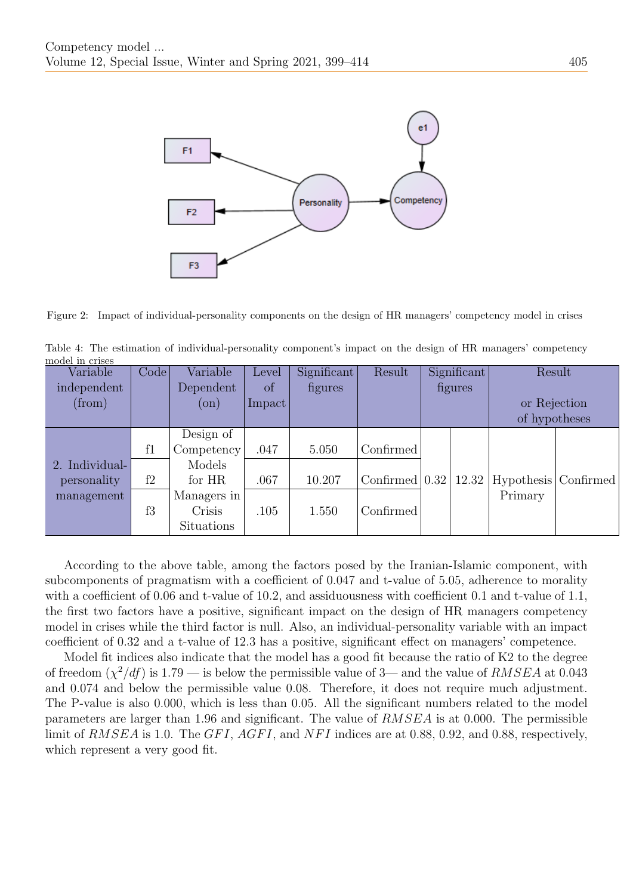Figure 2: Impact of individual-personality components on the design of HR managers' competency model in crises

Table 4: The estimation of individual-personality component's impact on the design of HR managers' competency model in crises

| Variable independent (from) | Code | Variable Dependent (on) | Level of Impact | Significant figures | Result | Significant figures | | Result or Rejection of hypotheses | |
|---|---|---|---|---|---|---|---|---|---|
| 2. Individual-personality management | f1 | Design of Competency Models for HR Managers in Crisis Situations | .047 | 5.050 | Confirmed | 0.32 | 12.32 | Hypothesis Primary | Confirmed |
| | f2 | | .067 | 10.207 | Confirmed | | | | |
| | f3 | | .105 | 1.550 | Confirmed | | | | |

According to the above table, among the factors posed by the Iranian-Islamic component, with subcomponents of pragmatism with a coefficient of 0.047 and t-value of 5.05, adherence to morality with a coefficient of 0.06 and t-value of 10.2, and assiduousness with coefficient 0.1 and t-value of 1.1, the first two factors have a positive, significant impact on the design of HR managers competency model in crises while the third factor is null. Also, an individual-personality variable with an impact coefficient of 0.32 and a t-value of 12.3 has a positive, significant effect on managers' competence.

Model fit indices also indicate that the model has a good fit because the ratio of K2 to the degree of freedom ($\chi^2/df$) is 1.79 — is below the permissible value of 3— and the value of $RMSEA$ at 0.043 and 0.074 and below the permissible value 0.08. Therefore, it does not require much adjustment. The P-value is also 0.000, which is less than 0.05. All the significant numbers related to the model parameters are larger than 1.96 and significant. The value of $RMSEA$ is at 0.000. The permissible limit of $RMSEA$ is 1.0. The $GFI$, $AGFI$, and $NFI$ indices are at 0.88, 0.92, and 0.88, respectively, which represent a very good fit.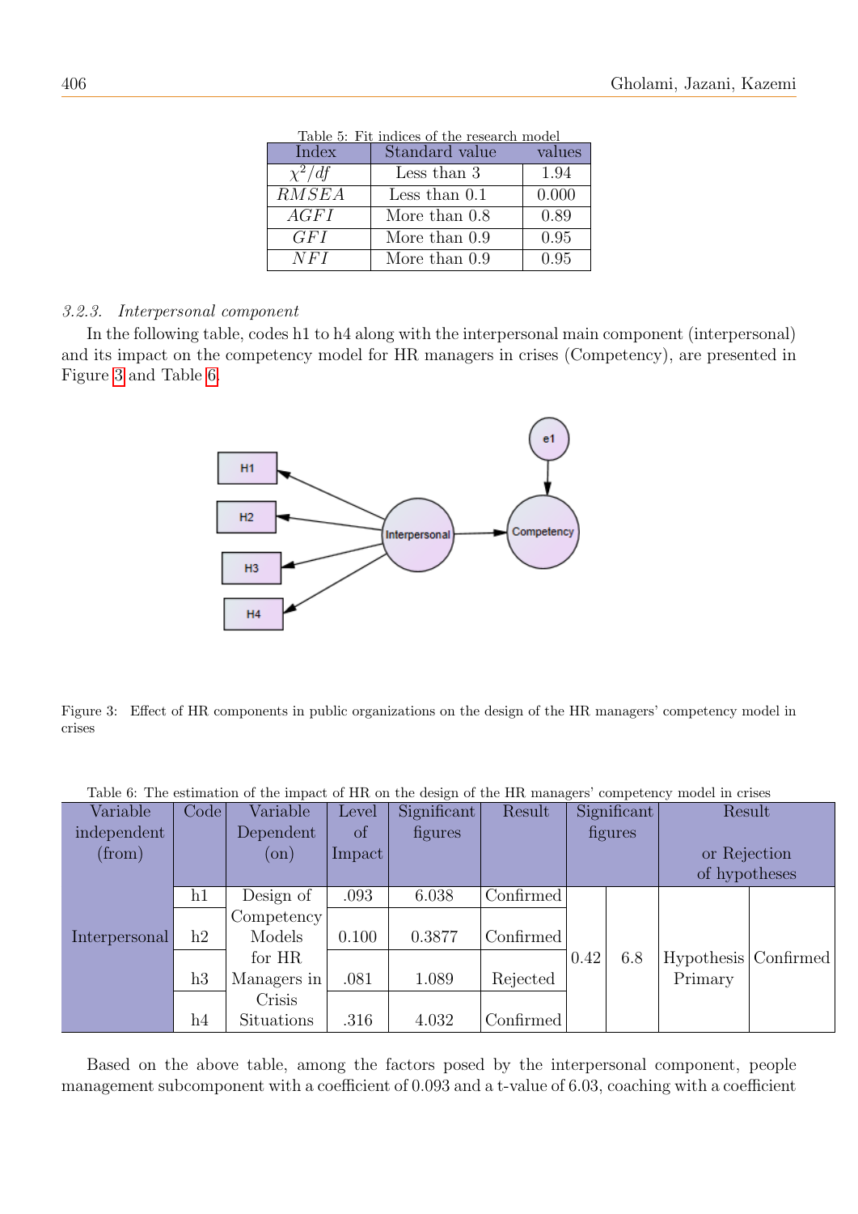Table 5: Fit indices of the research model

| Index | Standard value | values |
| --- | --- | --- |
| $\chi^2/df$ | Less than 3 | 1.94 |
| $RMSEA$ | Less than 0.1 | 0.000 |
| $AGFI$ | More than 0.8 | 0.89 |
| $GFI$ | More than 0.9 | 0.95 |
| $NFI$ | More than 0.9 | 0.95 |

### 3.2.3. *Interpersonal component*

In the following table, codes h1 to h4 along with the interpersonal main component (interpersonal) and its impact on the competency model for HR managers in crises (Competency), are presented in Figure 3 and Table 6.

Figure 3: Effect of HR components in public organizations on the design of the HR managers' competency model in crises

Table 6: The estimation of the impact of HR on the design of the HR managers' competency model in crises

| Variable independent (from) | Code | Variable Dependent (on) | Level of Impact | Significant figures | Result | Significant figures | | Result or Rejection of hypotheses | |
| --- | --- | --- | --- | --- | --- | --- | --- | --- | --- |
| Interpersonal | h1 | Design of Competency Models for HR Managers in Crisis Situations | .093 | 6.038 | Confirmed | 0.42 | 6.8 | Hypothesis Primary | Confirmed |
| | h2 | | 0.100 | 0.3877 | Confirmed | | | | |
| | h3 | | .081 | 1.089 | Rejected | | | | |
| | h4 | | .316 | 4.032 | Confirmed | | | | |

Based on the above table, among the factors posed by the interpersonal component, people management subcomponent with a coefficient of 0.093 and a t-value of 6.03, coaching with a coefficient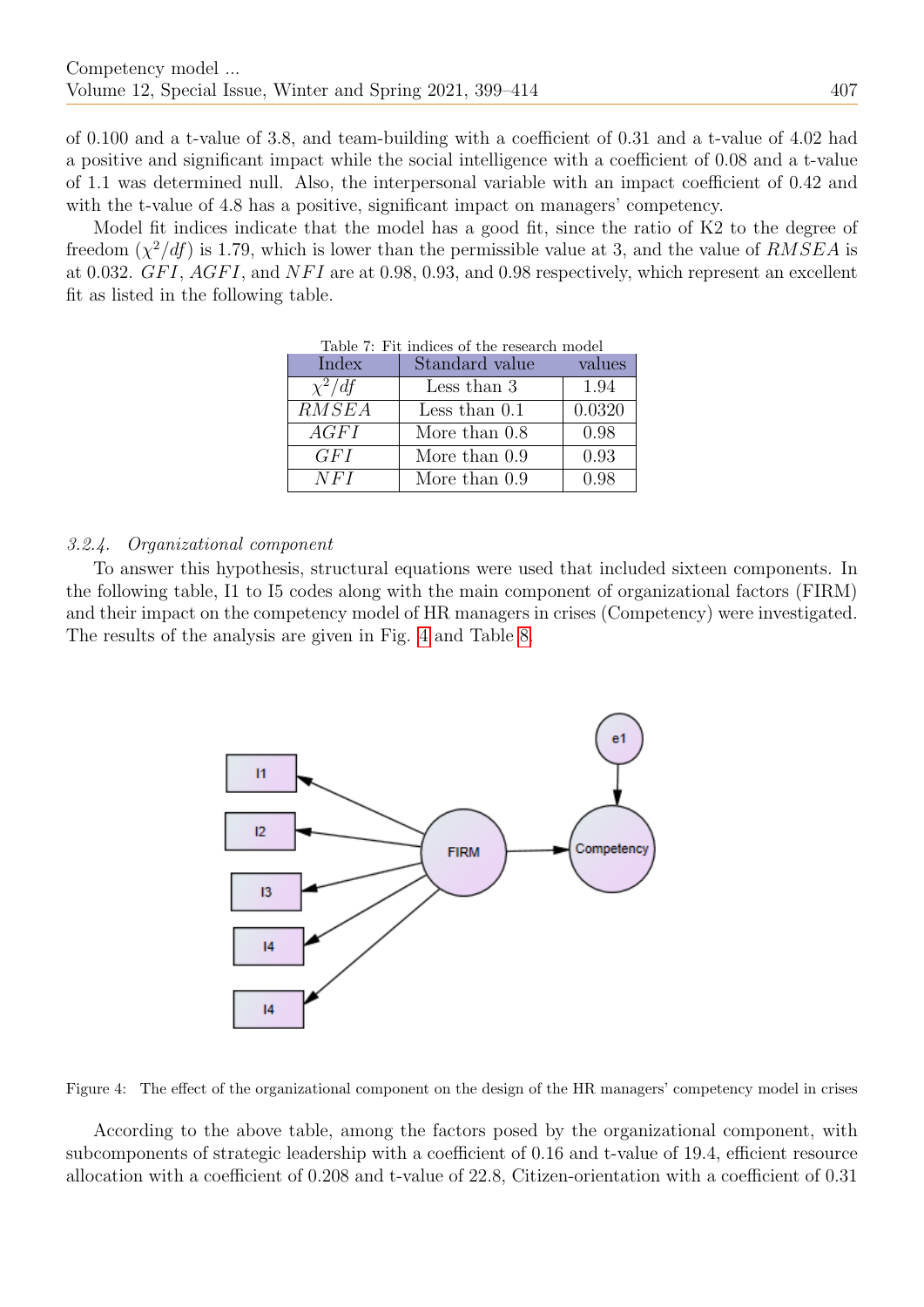of 0.100 and a t-value of 3.8, and team-building with a coefficient of 0.31 and a t-value of 4.02 had a positive and significant impact while the social intelligence with a coefficient of 0.08 and a t-value of 1.1 was determined null. Also, the interpersonal variable with an impact coefficient of 0.42 and with the t-value of 4.8 has a positive, significant impact on managers' competency.

Model fit indices indicate that the model has a good fit, since the ratio of K2 to the degree of freedom ($\chi^2/df$) is 1.79, which is lower than the permissible value at 3, and the value of $RMSEA$ is at 0.032. $GFI$, $AGFI$, and $NFI$ are at 0.98, 0.93, and 0.98 respectively, which represent an excellent fit as listed in the following table.

Table 7: Fit indices of the research model

| Index | Standard value | values |
|---|---|---|
| $\chi^2/df$ | Less than 3 | 1.94 |
| $RMSEA$ | Less than 0.1 | 0.0320 |
| $AGFI$ | More than 0.8 | 0.98 |
| $GFI$ | More than 0.9 | 0.93 |
| $NFI$ | More than 0.9 | 0.98 |

#### 3.2.4. Organizational component

To answer this hypothesis, structural equations were used that included sixteen components. In the following table, I1 to I5 codes along with the main component of organizational factors (FIRM) and their impact on the competency model of HR managers in crises (Competency) were investigated. The results of the analysis are given in Fig. 4 and Table 8.

Figure 4: The effect of the organizational component on the design of the HR managers' competency model in crises

According to the above table, among the factors posed by the organizational component, with subcomponents of strategic leadership with a coefficient of 0.16 and t-value of 19.4, efficient resource allocation with a coefficient of 0.208 and t-value of 22.8, Citizen-orientation with a coefficient of 0.31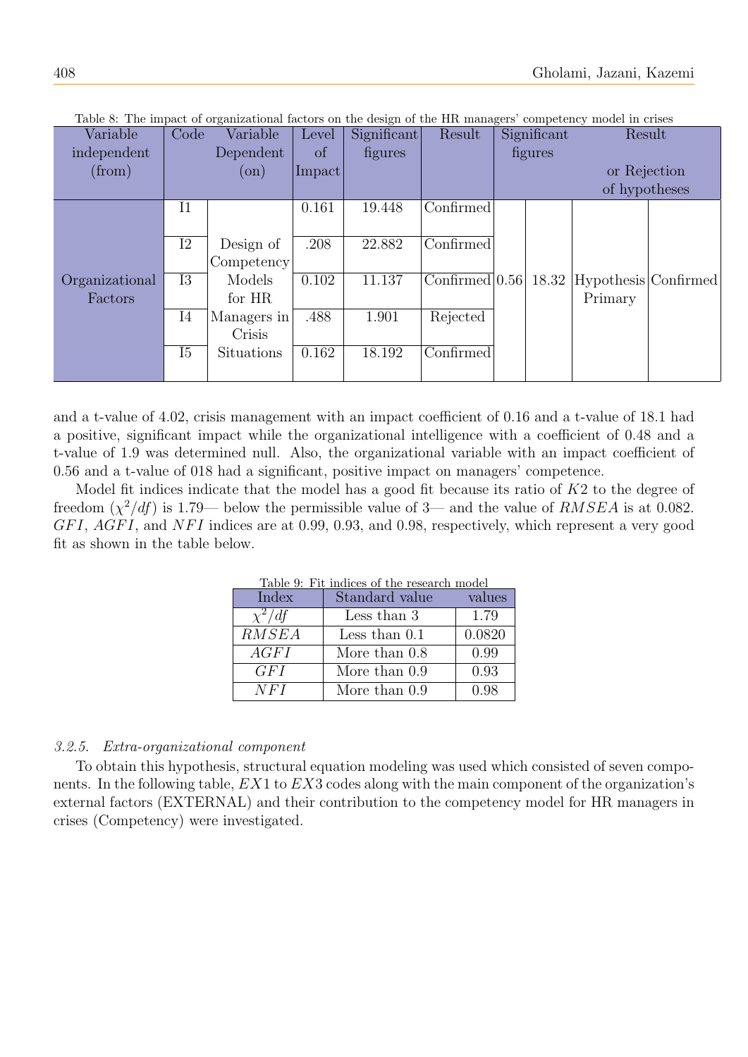Table 8: The impact of organizational factors on the design of the HR managers' competency model in crises

| Variable independent (from) | Code | Variable Dependent (on) | Level of Impact | Significant figures | Result | Significant figures | | Result or Rejection of hypotheses | |
|---|---|---|---|---|---|---|---|---|---|
| Organizational Factors | I1 | Design of Competency Models for HR Managers in Crisis Situations | 0.161 | 19.448 | Confirmed | 0.56 | 18.32 | Hypothesis Primary | Confirmed |
| | I2 | | .208 | 22.882 | Confirmed | | | | |
| | I3 | | 0.102 | 11.137 | Confirmed | | | | |
| | I4 | | .488 | 1.901 | Rejected | | | | |
| | I5 | | 0.162 | 18.192 | Confirmed | | | | |

and a t-value of 4.02, crisis management with an impact coefficient of 0.16 and a t-value of 18.1 had a positive, significant impact while the organizational intelligence with a coefficient of 0.48 and a t-value of 1.9 was determined null. Also, the organizational variable with an impact coefficient of 0.56 and a t-value of 018 had a significant, positive impact on managers' competence.

Model fit indices indicate that the model has a good fit because its ratio of $K2$ to the degree of freedom ($\chi^2/df$) is 1.79— below the permissible value of 3— and the value of $RMSEA$ is at 0.082. $GFI$, $AGFI$, and $NFI$ indices are at 0.99, 0.93, and 0.98, respectively, which represent a very good fit as shown in the table below.

Table 9: Fit indices of the research model

| Index | Standard value | values |
|---|---|---|
| $\chi^2/df$ | Less than 3 | 1.79 |
| $RMSEA$ | Less than 0.1 | 0.0820 |
| $AGFI$ | More than 0.8 | 0.99 |
| $GFI$ | More than 0.9 | 0.93 |
| $NFI$ | More than 0.9 | 0.98 |

### 3.2.5. *Extra-organizational component*

To obtain this hypothesis, structural equation modeling was used which consisted of seven components. In the following table, $EX1$ to $EX3$ codes along with the main component of the organization's external factors (EXTERNAL) and their contribution to the competency model for HR managers in crises (Competency) were investigated.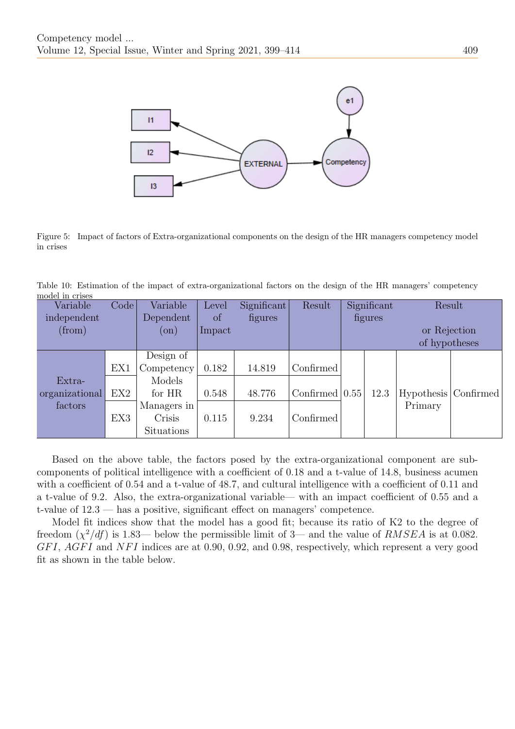Figure 5: Impact of factors of Extra-organizational components on the design of the HR managers competency model in crises

Table 10: Estimation of the impact of extra-organizational factors on the design of the HR managers' competency model in crises

| Variable independent (from) | Code | Variable Dependent (on) | Level of Impact | Significant figures | Result | Significant figures | | Result or Rejection of hypotheses | |
|---|---|---|---|---|---|---|---|---|---|
| Extra-organizational factors | EX1 | Design of Competency Models for HR Managers in Crisis Situations | 0.182 | 14.819 | Confirmed | 0.55 | 12.3 | Hypothesis Primary | Confirmed |
| | EX2 | | 0.548 | 48.776 | Confirmed | | | | |
| | EX3 | | 0.115 | 9.234 | Confirmed | | | | |

Based on the above table, the factors posed by the extra-organizational component are sub-components of political intelligence with a coefficient of 0.18 and a t-value of 14.8, business acumen with a coefficient of 0.54 and a t-value of 48.7, and cultural intelligence with a coefficient of 0.11 and a t-value of 9.2. Also, the extra-organizational variable— with an impact coefficient of 0.55 and a t-value of 12.3 — has a positive, significant effect on managers' competence.

Model fit indices show that the model has a good fit; because its ratio of K2 to the degree of freedom ($\chi^2/df$) is 1.83— below the permissible limit of 3— and the value of $RMSEA$ is at 0.082. $GFI$, $AGFI$ and $NFI$ indices are at 0.90, 0.92, and 0.98, respectively, which represent a very good fit as shown in the table below.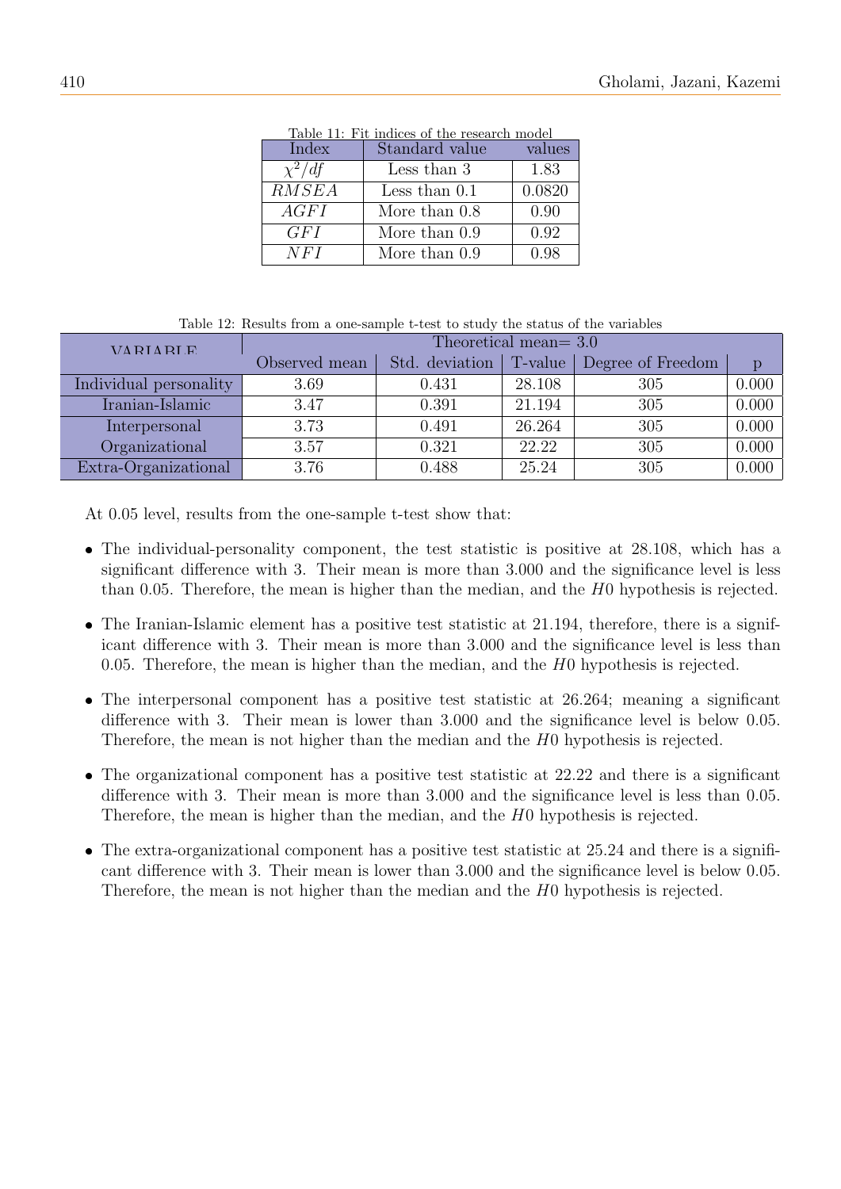Table 11: Fit indices of the research model

| Index | Standard value | values |
|---|---|---|
| $\chi^2/df$ | Less than 3 | 1.83 |
| $RMSEA$ | Less than 0.1 | 0.0820 |
| $AGFI$ | More than 0.8 | 0.90 |
| $GFI$ | More than 0.9 | 0.92 |
| $NFI$ | More than 0.9 | 0.98 |

Table 12: Results from a one-sample t-test to study the status of the variables

| VARIABLE | Theoretical mean= 3.0 | | | | |
|---|---|---|---|---|---|
| | Observed mean | Std. deviation | T-value | Degree of Freedom | p |
| Individual personality | 3.69 | 0.431 | 28.108 | 305 | 0.000 |
| Iranian-Islamic | 3.47 | 0.391 | 21.194 | 305 | 0.000 |
| Interpersonal | 3.73 | 0.491 | 26.264 | 305 | 0.000 |
| Organizational | 3.57 | 0.321 | 22.22 | 305 | 0.000 |
| Extra-Organizational | 3.76 | 0.488 | 25.24 | 305 | 0.000 |

At 0.05 level, results from the one-sample t-test show that:

- The individual-personality component, the test statistic is positive at 28.108, which has a significant difference with 3. Their mean is more than 3.000 and the significance level is less than 0.05. Therefore, the mean is higher than the median, and the $H0$ hypothesis is rejected.
- The Iranian-Islamic element has a positive test statistic at 21.194, therefore, there is a significant difference with 3. Their mean is more than 3.000 and the significance level is less than 0.05. Therefore, the mean is higher than the median, and the $H0$ hypothesis is rejected.
- The interpersonal component has a positive test statistic at 26.264; meaning a significant difference with 3. Their mean is lower than 3.000 and the significance level is below 0.05. Therefore, the mean is not higher than the median and the $H0$ hypothesis is rejected.
- The organizational component has a positive test statistic at 22.22 and there is a significant difference with 3. Their mean is more than 3.000 and the significance level is less than 0.05. Therefore, the mean is higher than the median, and the $H0$ hypothesis is rejected.
- The extra-organizational component has a positive test statistic at 25.24 and there is a significant difference with 3. Their mean is lower than 3.000 and the significance level is below 0.05. Therefore, the mean is not higher than the median and the $H0$ hypothesis is rejected.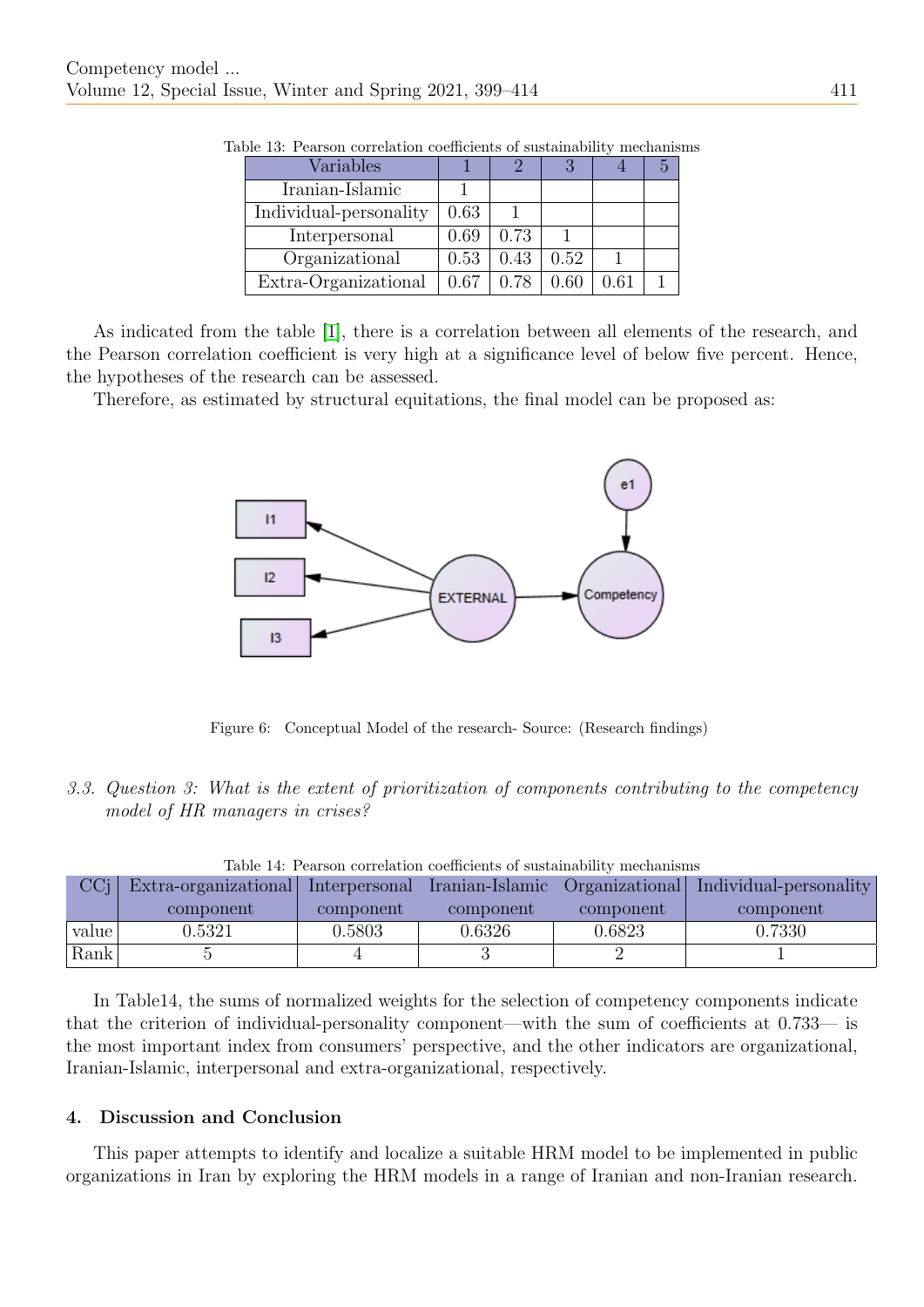Table 13: Pearson correlation coefficients of sustainability mechanisms

| Variables | 1 | 2 | 3 | 4 | 5 |
|---|---|---|---|---|---|
| Iranian-Islamic | 1 | | | | |
| Individual-personality | 0.63 | 1 | | | |
| Interpersonal | 0.69 | 0.73 | 1 | | |
| Organizational | 0.53 | 0.43 | 0.52 | 1 | |
| Extra-Organizational | 0.67 | 0.78 | 0.60 | 0.61 | 1 |

As indicated from the table [1], there is a correlation between all elements of the research, and the Pearson correlation coefficient is very high at a significance level of below five percent. Hence, the hypotheses of the research can be assessed.

Therefore, as estimated by structural equitations, the final model can be proposed as:

Figure 6: Conceptual Model of the research- Source: (Research findings)

### 3.3. *Question 3: What is the extent of prioritization of components contributing to the competency model of HR managers in crises?*

Table 14: Pearson correlation coefficients of sustainability mechanisms

| CCj | Extra-organizational component | Interpersonal component | Iranian-Islamic component | Organizational component | Individual-personality component |
|---|---|---|---|---|---|
| value | 0.5321 | 0.5803 | 0.6326 | 0.6823 | 0.7330 |
| Rank | 5 | 4 | 3 | 2 | 1 |

In Table14, the sums of normalized weights for the selection of competency components indicate that the criterion of individual-personality component—with the sum of coefficients at 0.733— is the most important index from consumers' perspective, and the other indicators are organizational, Iranian-Islamic, interpersonal and extra-organizational, respectively.

## 4. Discussion and Conclusion

This paper attempts to identify and localize a suitable HRM model to be implemented in public organizations in Iran by exploring the HRM models in a range of Iranian and non-Iranian research.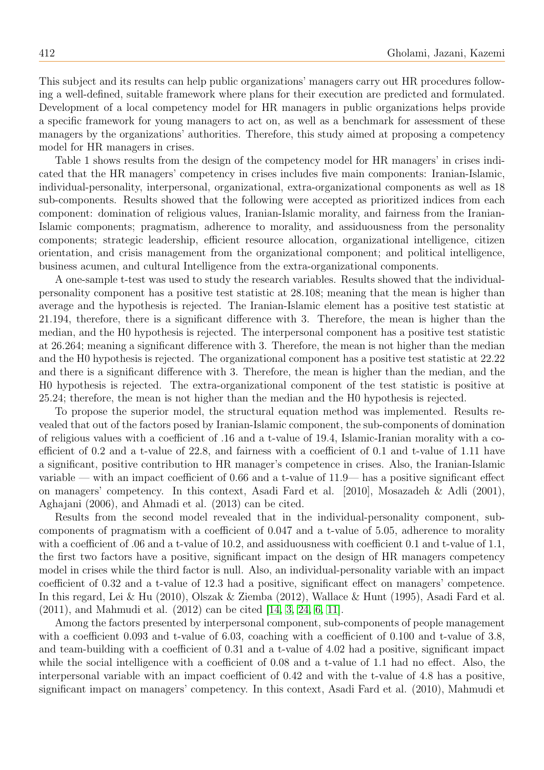This subject and its results can help public organizations' managers carry out HR procedures following a well-defined, suitable framework where plans for their execution are predicted and formulated. Development of a local competency model for HR managers in public organizations helps provide a specific framework for young managers to act on, as well as a benchmark for assessment of these managers by the organizations' authorities. Therefore, this study aimed at proposing a competency model for HR managers in crises.

Table 1 shows results from the design of the competency model for HR managers' in crises indicated that the HR managers' competency in crises includes five main components: Iranian-Islamic, individual-personality, interpersonal, organizational, extra-organizational components as well as 18 sub-components. Results showed that the following were accepted as prioritized indices from each component: domination of religious values, Iranian-Islamic morality, and fairness from the Iranian-Islamic components; pragmatism, adherence to morality, and assiduousness from the personality components; strategic leadership, efficient resource allocation, organizational intelligence, citizen orientation, and crisis management from the organizational component; and political intelligence, business acumen, and cultural Intelligence from the extra-organizational components.

A one-sample t-test was used to study the research variables. Results showed that the individual-personality component has a positive test statistic at 28.108; meaning that the mean is higher than average and the hypothesis is rejected. The Iranian-Islamic element has a positive test statistic at 21.194, therefore, there is a significant difference with 3. Therefore, the mean is higher than the median, and the H0 hypothesis is rejected. The interpersonal component has a positive test statistic at 26.264; meaning a significant difference with 3. Therefore, the mean is not higher than the median and the H0 hypothesis is rejected. The organizational component has a positive test statistic at 22.22 and there is a significant difference with 3. Therefore, the mean is higher than the median, and the H0 hypothesis is rejected. The extra-organizational component of the test statistic is positive at 25.24; therefore, the mean is not higher than the median and the H0 hypothesis is rejected.

To propose the superior model, the structural equation method was implemented. Results revealed that out of the factors posed by Iranian-Islamic component, the sub-components of domination of religious values with a coefficient of .16 and a t-value of 19.4, Islamic-Iranian morality with a coefficient of 0.2 and a t-value of 22.8, and fairness with a coefficient of 0.1 and t-value of 1.11 have a significant, positive contribution to HR manager's competence in crises. Also, the Iranian-Islamic variable — with an impact coefficient of 0.66 and a t-value of 11.9— has a positive significant effect on managers' competency. In this context, Asadi Fard et al. [2010], Mosazadeh & Adli (2001), Aghajani (2006), and Ahmadi et al. (2013) can be cited.

Results from the second model revealed that in the individual-personality component, sub-components of pragmatism with a coefficient of 0.047 and a t-value of 5.05, adherence to morality with a coefficient of .06 and a t-value of 10.2, and assiduousness with coefficient 0.1 and t-value of 1.1, the first two factors have a positive, significant impact on the design of HR managers competency model in crises while the third factor is null. Also, an individual-personality variable with an impact coefficient of 0.32 and a t-value of 12.3 had a positive, significant effect on managers' competence. In this regard, Lei & Hu (2010), Olszak & Ziemba (2012), Wallace & Hunt (1995), Asadi Fard et al. (2011), and Mahmudi et al. (2012) can be cited [14, 3, 24, 6, 11].

Among the factors presented by interpersonal component, sub-components of people management with a coefficient 0.093 and t-value of 6.03, coaching with a coefficient of 0.100 and t-value of 3.8, and team-building with a coefficient of 0.31 and a t-value of 4.02 had a positive, significant impact while the social intelligence with a coefficient of 0.08 and a t-value of 1.1 had no effect. Also, the interpersonal variable with an impact coefficient of 0.42 and with the t-value of 4.8 has a positive, significant impact on managers' competency. In this context, Asadi Fard et al. (2010), Mahmudi et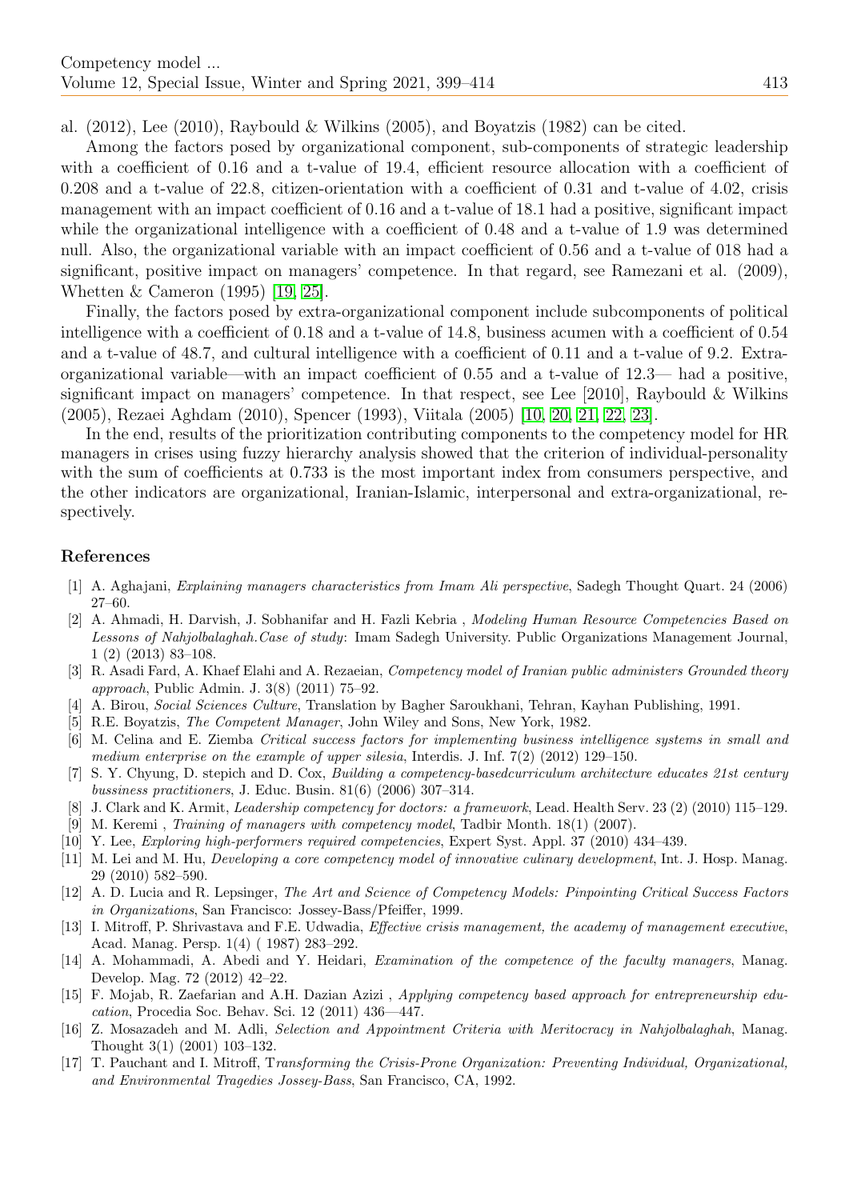al. (2012), Lee (2010), Raybould & Wilkins (2005), and Boyatzis (1982) can be cited.

Among the factors posed by organizational component, sub-components of strategic leadership with a coefficient of 0.16 and a t-value of 19.4, efficient resource allocation with a coefficient of 0.208 and a t-value of 22.8, citizen-orientation with a coefficient of 0.31 and t-value of 4.02, crisis management with an impact coefficient of 0.16 and a t-value of 18.1 had a positive, significant impact while the organizational intelligence with a coefficient of 0.48 and a t-value of 1.9 was determined null. Also, the organizational variable with an impact coefficient of 0.56 and a t-value of 018 had a significant, positive impact on managers' competence. In that regard, see Ramezani et al. (2009), Whetten & Cameron (1995) [19, 25].

Finally, the factors posed by extra-organizational component include subcomponents of political intelligence with a coefficient of 0.18 and a t-value of 14.8, business acumen with a coefficient of 0.54 and a t-value of 48.7, and cultural intelligence with a coefficient of 0.11 and a t-value of 9.2. Extra-organizational variable—with an impact coefficient of 0.55 and a t-value of 12.3— had a positive, significant impact on managers' competence. In that respect, see Lee [2010], Raybould & Wilkins (2005), Rezaei Aghdam (2010), Spencer (1993), Viitala (2005) [10, 20, 21, 22, 23].

In the end, results of the prioritization contributing components to the competency model for HR managers in crises using fuzzy hierarchy analysis showed that the criterion of individual-personality with the sum of coefficients at 0.733 is the most important index from consumers perspective, and the other indicators are organizational, Iranian-Islamic, interpersonal and extra-organizational, respectively.

## References

[1] A. Aghajani, *Explaining managers characteristics from Imam Ali perspective*, Sadegh Thought Quart. 24 (2006) 27–60.

[2] A. Ahmadi, H. Darvish, J. Sobhanifar and H. Fazli Kebria , *Modeling Human Resource Competencies Based on Lessons of Nahjolbalaghah.Case of study*: Imam Sadegh University. Public Organizations Management Journal, 1 (2) (2013) 83–108.

[3] R. Asadi Fard, A. Khaef Elahi and A. Rezaeian, *Competency model of Iranian public administers Grounded theory approach*, Public Admin. J. 3(8) (2011) 75–92.

[4] A. Birou, *Social Sciences Culture*, Translation by Bagher Saroukhani, Tehran, Kayhan Publishing, 1991.

[5] R.E. Boyatzis, *The Competent Manager*, John Wiley and Sons, New York, 1982.

[6] M. Celina and E. Ziemba *Critical success factors for implementing business intelligence systems in small and medium enterprise on the example of upper silesia*, Interdis. J. Inf. 7(2) (2012) 129–150.

[7] S. Y. Chyung, D. stepich and D. Cox, *Building a competency-basedcurriculum architecture educates 21st century bussiness practitioners*, J. Educ. Busin. 81(6) (2006) 307–314.

[8] J. Clark and K. Armit, *Leadership competency for doctors: a framework*, Lead. Health Serv. 23 (2) (2010) 115–129.

[9] M. Keremi , *Training of managers with competency model*, Tadbir Month. 18(1) (2007).

[10] Y. Lee, *Exploring high-performers required competencies*, Expert Syst. Appl. 37 (2010) 434–439.

[11] M. Lei and M. Hu, *Developing a core competency model of innovative culinary development*, Int. J. Hosp. Manag. 29 (2010) 582–590.

[12] A. D. Lucia and R. Lepsinger, *The Art and Science of Competency Models: Pinpointing Critical Success Factors in Organizations*, San Francisco: Jossey-Bass/Pfeiffer, 1999.

[13] I. Mitroff, P. Shrivastava and F.E. Udwadia, *Effective crisis management, the academy of management executive*, Acad. Manag. Persp. 1(4) ( 1987) 283–292.

[14] A. Mohammadi, A. Abedi and Y. Heidari, *Examination of the competence of the faculty managers*, Manag. Develop. Mag. 72 (2012) 42–22.

[15] F. Mojab, R. Zaefarian and A.H. Dazian Azizi , *Applying competency based approach for entrepreneurship education*, Procedia Soc. Behav. Sci. 12 (2011) 436—447.

[16] Z. Mosazadeh and M. Adli, *Selection and Appointment Criteria with Meritocracy in Nahjolbalaghah*, Manag. Thought 3(1) (2001) 103–132.

[17] T. Pauchant and I. Mitroff, T*ransforming the Crisis-Prone Organization: Preventing Individual, Organizational, and Environmental Tragedies Jossey-Bass*, San Francisco, CA, 1992.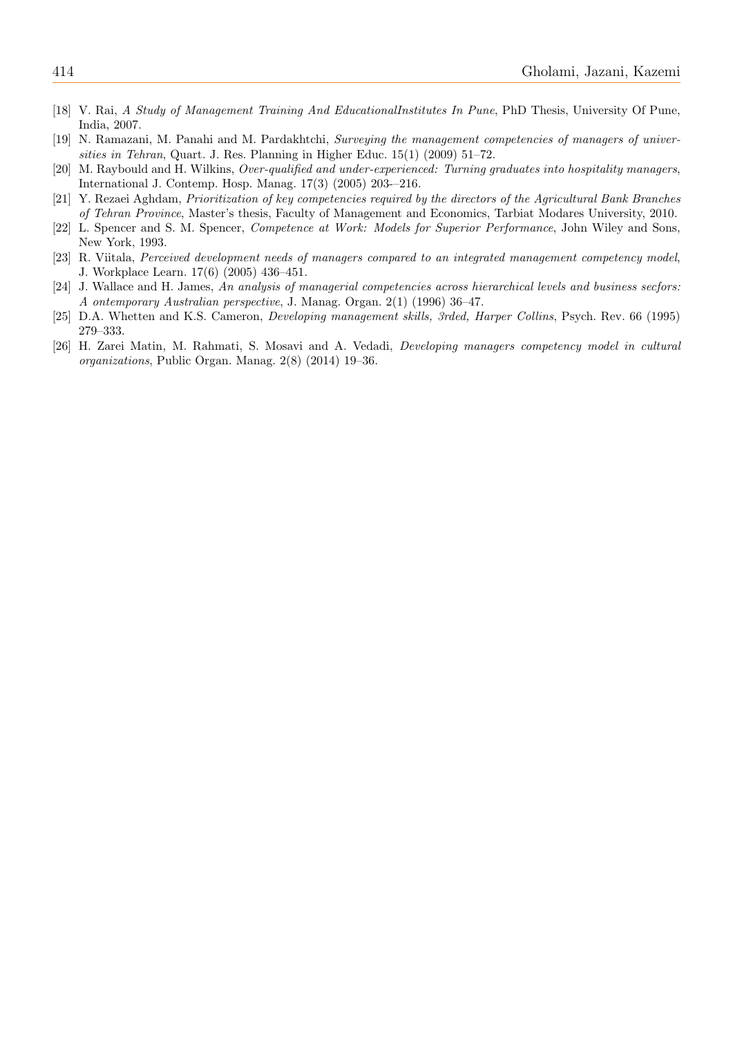[18] V. Rai, *A Study of Management Training And EducationalInstitutes In Pune*, PhD Thesis, University Of Pune, India, 2007.

[19] N. Ramazani, M. Panahi and M. Pardakhtchi, *Surveying the management competencies of managers of universities in Tehran*, Quart. J. Res. Planning in Higher Educ. 15(1) (2009) 51–72.

[20] M. Raybould and H. Wilkins, *Over-qualified and under-experienced: Turning graduates into hospitality managers*, International J. Contemp. Hosp. Manag. 17(3) (2005) 203-–216.

[21] Y. Rezaei Aghdam, *Prioritization of key competencies required by the directors of the Agricultural Bank Branches of Tehran Province*, Master's thesis, Faculty of Management and Economics, Tarbiat Modares University, 2010.

[22] L. Spencer and S. M. Spencer, *Competence at Work: Models for Superior Performance*, John Wiley and Sons, New York, 1993.

[23] R. Viitala, *Perceived development needs of managers compared to an integrated management competency model*, J. Workplace Learn. 17(6) (2005) 436–451.

[24] J. Wallace and H. James, *An analysis of managerial competencies across hierarchical levels and business secfors: A ontemporary Australian perspective*, J. Manag. Organ. 2(1) (1996) 36–47.

[25] D.A. Whetten and K.S. Cameron, *Developing management skills, 3rded, Harper Collins*, Psych. Rev. 66 (1995) 279–333.

[26] H. Zarei Matin, M. Rahmati, S. Mosavi and A. Vedadi, *Developing managers competency model in cultural organizations*, Public Organ. Manag. 2(8) (2014) 19–36.